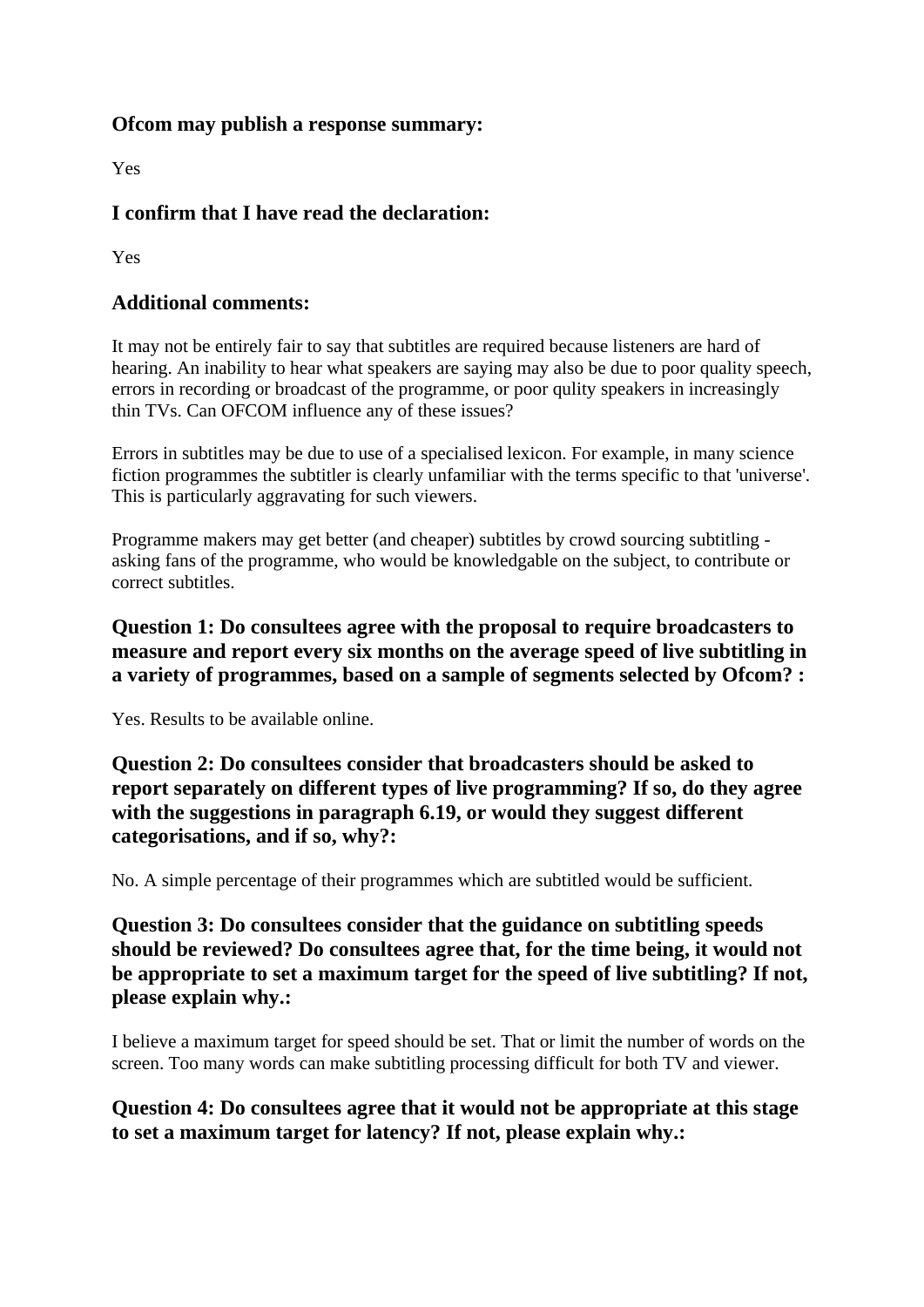### Ofcom may publish a response summary:

Yes

### I confirm that I have read the declaration:

Yes

### Additional comments:

It may not be entirely fair to say that subtitles are required because listeners are hard of hearing. An inability to hear what speakers are saying may also be due to poor quality speech, errors in recording or broadcast of the programme, or poor qulity speakers in increasingly thin TVs. Can OFCOM influence any of these issues?

Errors in subtitles may be due to use of a specialised lexicon. For example, in many science fiction programmes the subtitler is clearly unfamiliar with the terms specific to that 'universe'. This is particularly aggravating for such viewers.

Programme makers may get better (and cheaper) subtitles by crowd sourcing subtitling - asking fans of the programme, who would be knowledgable on the subject, to contribute or correct subtitles.

### Question 1: Do consultees agree with the proposal to require broadcasters to measure and report every six months on the average speed of live subtitling in a variety of programmes, based on a sample of segments selected by Ofcom? :

Yes. Results to be available online.

### Question 2: Do consultees consider that broadcasters should be asked to report separately on different types of live programming? If so, do they agree with the suggestions in paragraph 6.19, or would they suggest different categorisations, and if so, why?:

No. A simple percentage of their programmes which are subtitled would be sufficient.

### Question 3: Do consultees consider that the guidance on subtitling speeds should be reviewed? Do consultees agree that, for the time being, it would not be appropriate to set a maximum target for the speed of live subtitling? If not, please explain why.:

I believe a maximum target for speed should be set. That or limit the number of words on the screen. Too many words can make subtitling processing difficult for both TV and viewer.

### Question 4: Do consultees agree that it would not be appropriate at this stage to set a maximum target for latency? If not, please explain why.: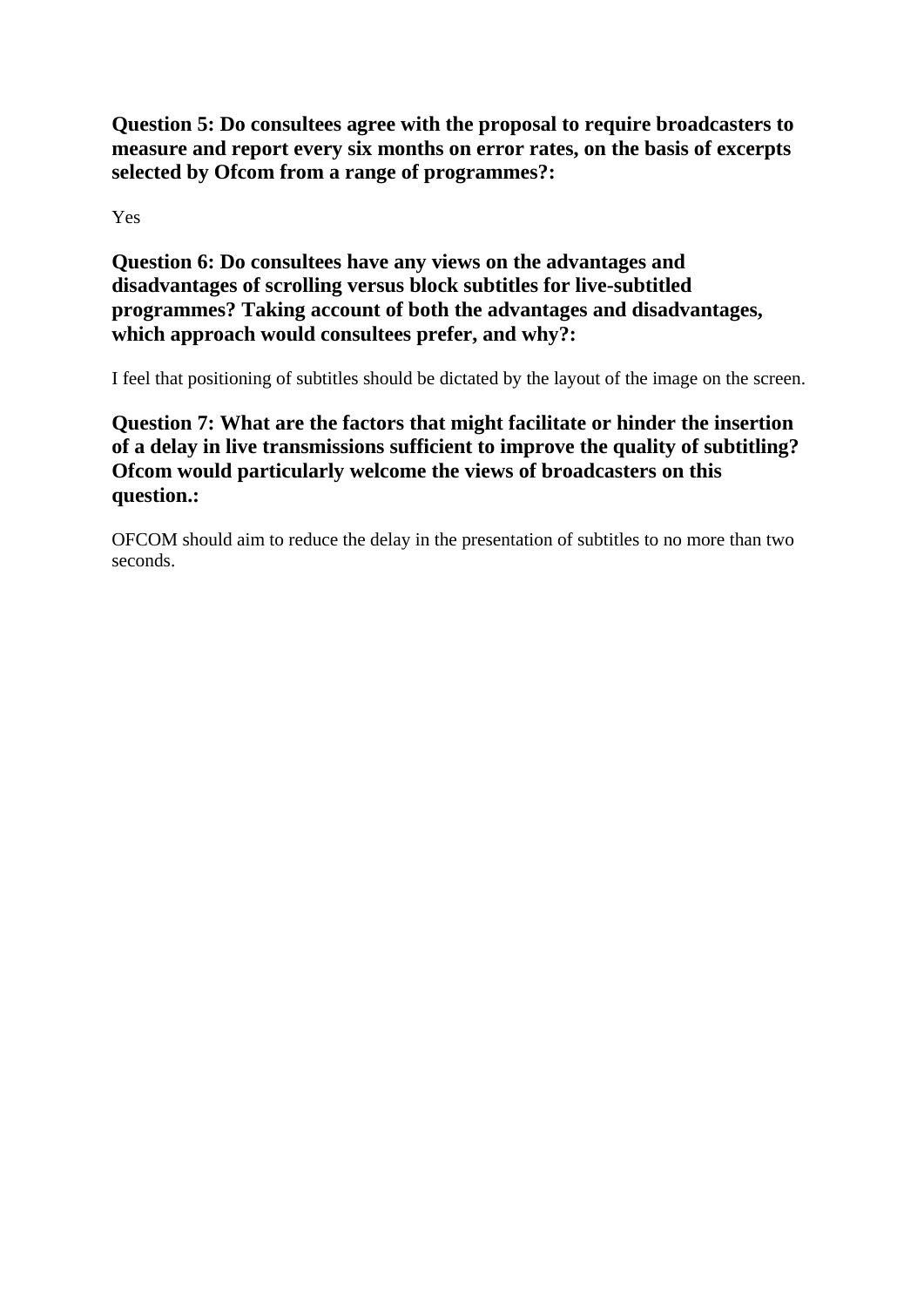### Question 5: Do consultees agree with the proposal to require broadcasters to measure and report every six months on error rates, on the basis of excerpts selected by Ofcom from a range of programmes?:

Yes

### Question 6: Do consultees have any views on the advantages and disadvantages of scrolling versus block subtitles for live-subtitled programmes? Taking account of both the advantages and disadvantages, which approach would consultees prefer, and why?:

I feel that positioning of subtitles should be dictated by the layout of the image on the screen.

### Question 7: What are the factors that might facilitate or hinder the insertion of a delay in live transmissions sufficient to improve the quality of subtitling? Ofcom would particularly welcome the views of broadcasters on this question.:

OFCOM should aim to reduce the delay in the presentation of subtitles to no more than two seconds.